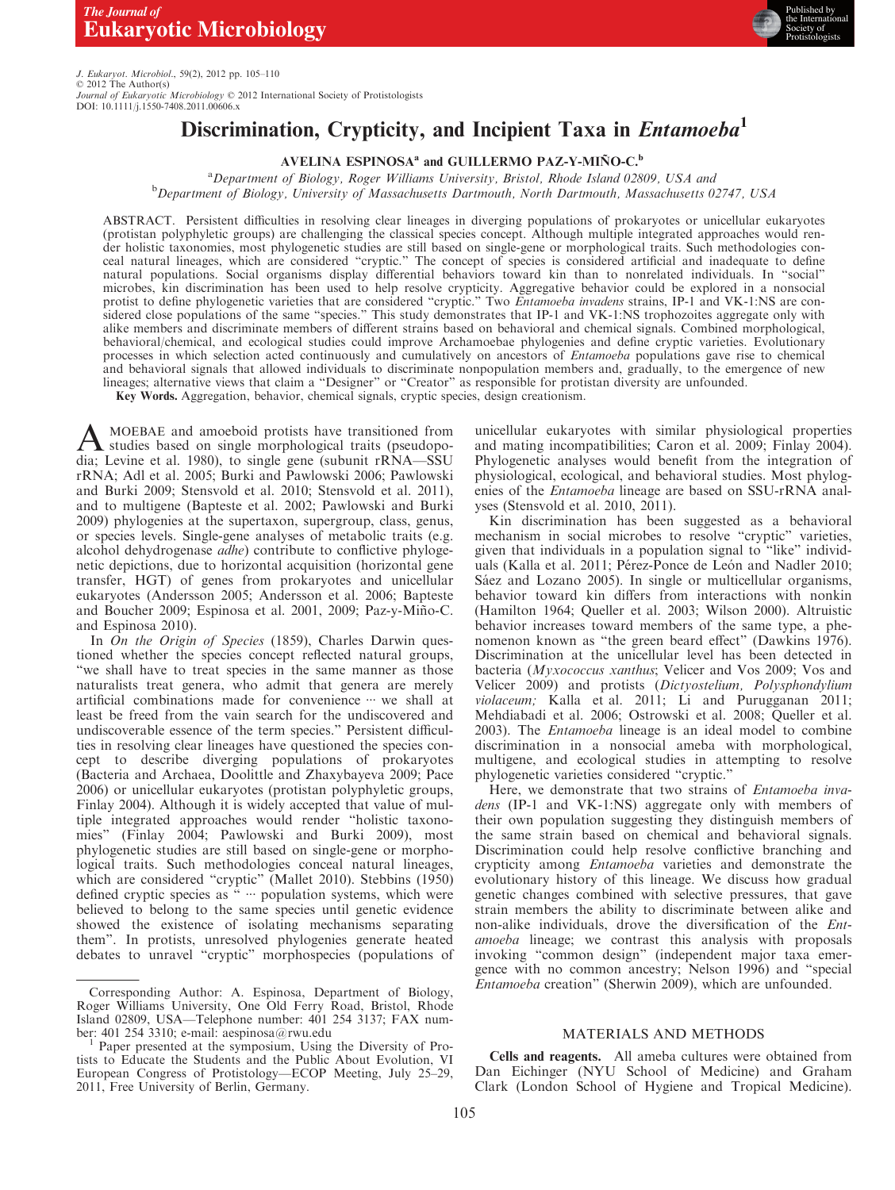# Discrimination, Crypticity, and Incipient Taxa in *Entamoeba*[1]

**AVELINA ESPINOSA[a] and GUILLERMO PAZ-Y-MIÑO-C.[b]**

[a]*Department of Biology, Roger Williams University, Bristol, Rhode Island 02809, USA and*
[b]*Department of Biology, University of Massachusetts Dartmouth, North Dartmouth, Massachusetts 02747, USA*

ABSTRACT. Persistent difficulties in resolving clear lineages in diverging populations of prokaryotes or unicellular eukaryotes (protistan polyphyletic groups) are challenging the classical species concept. Although multiple integrated approaches would render holistic taxonomies, most phylogenetic studies are still based on single-gene or morphological traits. Such methodologies conceal natural lineages, which are considered "cryptic." The concept of species is considered artificial and inadequate to define natural populations. Social organisms display differential behaviors toward kin than to nonrelated individuals. In "social" microbes, kin discrimination has been used to help resolve crypticity. Aggregative behavior could be explored in a nonsocial protist to define phylogenetic varieties that are considered "cryptic." Two *Entamoeba invadens* strains, IP-1 and VK-1:NS are considered close populations of the same "species." This study demonstrates that IP-1 and VK-1:NS trophozoites aggregate only with alike members and discriminate members of different strains based on behavioral and chemical signals. Combined morphological, behavioral/chemical, and ecological studies could improve Archamoebae phylogenies and define cryptic varieties. Evolutionary processes in which selection acted continuously and cumulatively on ancestors of *Entamoeba* populations gave rise to chemical and behavioral signals that allowed individuals to discriminate nonpopulation members and, gradually, to the emergence of new lineages; alternative views that claim a "Designer" or "Creator" as responsible for protistan diversity are unfounded.

**Key Words.** Aggregation, behavior, chemical signals, cryptic species, design creationism.

AMOEBAE and amoeboid protists have transitioned from studies based on single morphological traits (pseudopodia; Levine et al. 1980), to single gene (subunit rRNA—SSU rRNA; Adl et al. 2005; Burki and Pawlowski 2006; Pawlowski and Burki 2009; Stensvold et al. 2010; Stensvold et al. 2011), and to multigene (Bapteste et al. 2002; Pawlowski and Burki 2009) phylogenies at the supertaxon, supergroup, class, genus, or species levels. Single-gene analyses of metabolic traits (e.g. alcohol dehydrogenase *adhe*) contribute to conflictive phylogenetic depictions, due to horizontal acquisition (horizontal gene transfer, HGT) of genes from prokaryotes and unicellular eukaryotes (Andersson 2005; Andersson et al. 2006; Bapteste and Boucher 2009; Espinosa et al. 2001, 2009; Paz-y-Miño-C. and Espinosa 2010).

In *On the Origin of Species* (1859), Charles Darwin questioned whether the species concept reflected natural groups, "we shall have to treat species in the same manner as those naturalists treat genera, who admit that genera are merely artificial combinations made for convenience ··· we shall at least be freed from the vain search for the undiscovered and undiscoverable essence of the term species." Persistent difficulties in resolving clear lineages have questioned the species concept to describe diverging populations of prokaryotes (Bacteria and Archaea, Doolittle and Zhaxybayeva 2009; Pace 2006) or unicellular eukaryotes (protistan polyphyletic groups, Finlay 2004). Although it is widely accepted that value of multiple integrated approaches would render "holistic taxonomies" (Finlay 2004; Pawlowski and Burki 2009), most phylogenetic studies are still based on single-gene or morphological traits. Such methodologies conceal natural lineages, which are considered "cryptic" (Mallet 2010). Stebbins (1950) defined cryptic species as "··· population systems, which were believed to belong to the same species until genetic evidence showed the existence of isolating mechanisms separating them". In protists, unresolved phylogenies generate heated debates to unravel "cryptic" morphospecies (populations of unicellular eukaryotes with similar physiological properties and mating incompatibilities; Caron et al. 2009; Finlay 2004). Phylogenetic analyses would benefit from the integration of physiological, ecological, and behavioral studies. Most phylogenies of the *Entamoeba* lineage are based on SSU-rRNA analyses (Stensvold et al. 2010, 2011).

Kin discrimination has been suggested as a behavioral mechanism in social microbes to resolve "cryptic" varieties, given that individuals in a population signal to "like" individuals (Kalla et al. 2011; Pérez-Ponce de León and Nadler 2010; Sáez and Lozano 2005). In single or multicellular organisms, behavior toward kin differs from interactions with nonkin (Hamilton 1964; Queller et al. 2003; Wilson 2000). Altruistic behavior increases toward members of the same type, a phenomenon known as "the green beard effect" (Dawkins 1976). Discrimination at the unicellular level has been detected in bacteria (*Myxococcus xanthus*; Velicer and Vos 2009; Vos and Velicer 2009) and protists (*Dictyostelium, Polysphondylium violaceum;* Kalla et al. 2011; Li and Purugganan 2011; Mehdiabadi et al. 2006; Ostrowski et al. 2008; Queller et al. 2003). The *Entamoeba* lineage is an ideal model to combine discrimination in a nonsocial ameba with morphological, multigene, and ecological studies in attempting to resolve phylogenetic varieties considered "cryptic."

Here, we demonstrate that two strains of *Entamoeba invadens* (IP-1 and VK-1:NS) aggregate only with members of their own population suggesting they distinguish members of the same strain based on chemical and behavioral signals. Discrimination could help resolve conflictive branching and crypticity among *Entamoeba* varieties and demonstrate the evolutionary history of this lineage. We discuss how gradual genetic changes combined with selective pressures, that gave strain members the ability to discriminate between alike and non-alike individuals, drove the diversification of the *Entamoeba* lineage; we contrast this analysis with proposals invoking "common design" (independent major taxa emergence with no common ancestry; Nelson 1996) and "special *Entamoeba* creation" (Sherwin 2009), which are unfounded.

## MATERIALS AND METHODS

**Cells and reagents.** All ameba cultures were obtained from Dan Eichinger (NYU School of Medicine) and Graham Clark (London School of Hygiene and Tropical Medicine).

---

Corresponding Author: A. Espinosa, Department of Biology, Roger Williams University, One Old Ferry Road, Bristol, Rhode Island 02809, USA—Telephone number: 401 254 3137; FAX number: 401 254 3310; e-mail: aespinosa@rwu.edu

[1] Paper presented at the symposium, Using the Diversity of Protists to Educate the Students and the Public About Evolution, VI European Congress of Protistology—ECOP Meeting, July 25–29, 2011, Free University of Berlin, Germany.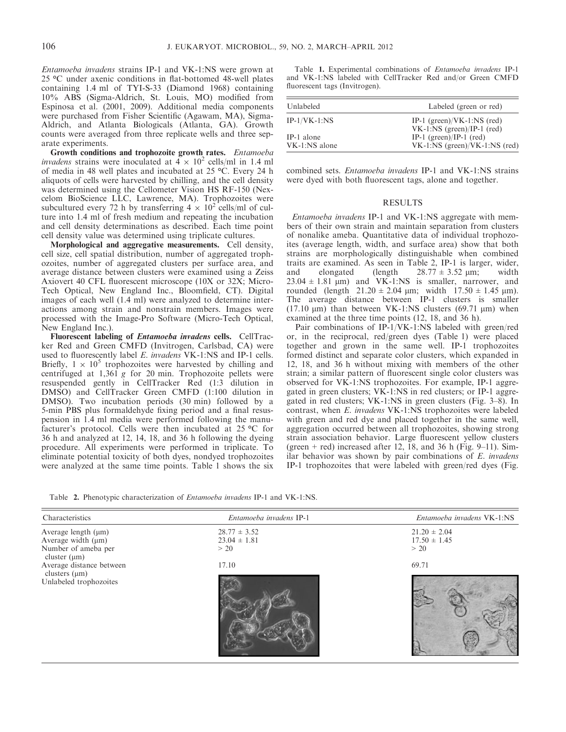*Entamoeba invadens* strains IP-1 and VK-1:NS were grown at 25 °C under axenic conditions in flat-bottomed 48-well plates containing 1.4 ml of TYI-S-33 (Diamond 1968) containing 10% ABS (Sigma-Aldrich, St. Louis, MO) modified from Espinosa et al. (2001, 2009). Additional media components were purchased from Fisher Scientific (Agawam, MA), Sigma-Aldrich, and Atlanta Biologicals (Atlanta, GA). Growth counts were averaged from three replicate wells and three separate experiments.

**Growth conditions and trophozoite growth rates.** *Entamoeba invadens* strains were inoculated at $4 \times 10^2$ cells/ml in 1.4 ml of media in 48 well plates and incubated at 25 °C. Every 24 h aliquots of cells were harvested by chilling, and the cell density was determined using the Cellometer Vision HS RF-150 (Nexcelom BioScience LLC, Lawrence, MA). Trophozoites were subcultured every 72 h by transferring $4 \times 10^2$ cells/ml of culture into 1.4 ml of fresh medium and repeating the incubation and cell density determinations as described. Each time point cell density value was determined using triplicate cultures.

**Morphological and aggregative measurements.** Cell density, cell size, cell spatial distribution, number of aggregated trophozoites, number of aggregated clusters per surface area, and average distance between clusters were examined using a Zeiss Axiovert 40 CFL fluorescent microscope (10X or 32X; Micro-Tech Optical, New England Inc., Bloomfield, CT). Digital images of each well (1.4 ml) were analyzed to determine interactions among strain and nonstrain members. Images were processed with the Image-Pro Software (Micro-Tech Optical, New England Inc.).

**Fluorescent labeling of *Entamoeba invadens* cells.** CellTracker Red and Green CMFD (Invitrogen, Carlsbad, CA) were used to fluorescently label *E. invadens* VK-1:NS and IP-1 cells. Briefly, $1 \times 10^5$ trophozoites were harvested by chilling and centrifuged at 1,361 *g* for 20 min. Trophozoite pellets were resuspended gently in CellTracker Red (1:3 dilution in DMSO) and CellTracker Green CMFD (1:100 dilution in DMSO). Two incubation periods (30 min) followed by a 5-min PBS plus formaldehyde fixing period and a final resuspension in 1.4 ml media were performed following the manufacturer's protocol. Cells were then incubated at 25 °C for 36 h and analyzed at 12, 14, 18, and 36 h following the dyeing procedure. All experiments were performed in triplicate. To eliminate potential toxicity of both dyes, nondyed trophozoites were analyzed at the same time points. Table 1 shows the six combined sets. *Entamoeba invadens* IP-1 and VK-1:NS strains were dyed with both fluorescent tags, alone and together.

Table 1. Experimental combinations of *Entamoeba invadens* IP-1 and VK-1:NS labeled with CellTracker Red and/or Green CMFD fluorescent tags (Invitrogen).

| Unlabeled | Labeled (green or red) |
|---|---|
| IP-1/VK-1:NS | IP-1 (green)/VK-1:NS (red)<br>VK-1:NS (green)/IP-1 (red) |
| IP-1 alone | IP-1 (green)/IP-1 (red) |
| VK-1:NS alone | VK-1:NS (green)/VK-1:NS (red) |

## RESULTS

*Entamoeba invadens* IP-1 and VK-1:NS aggregate with members of their own strain and maintain separation from clusters of nonalike ameba. Quantitative data of individual trophozoites (average length, width, and surface area) show that both strains are morphologically distinguishable when combined traits are examined. As seen in Table 2, IP-1 is larger, wider, and elongated (length 28.77 ± 3.52 μm; width 23.04 ± 1.81 μm) and VK-1:NS is smaller, narrower, and rounded (length 21.20 ± 2.04 μm; width 17.50 ± 1.45 μm). The average distance between IP-1 clusters is smaller (17.10 μm) than between VK-1:NS clusters (69.71 μm) when examined at the three time points (12, 18, and 36 h).

Pair combinations of IP-1/VK-1:NS labeled with green/red or, in the reciprocal, red/green dyes (Table 1) were placed together and grown in the same well. IP-1 trophozoites formed distinct and separate color clusters, which expanded in 12, 18, and 36 h without mixing with members of the other strain; a similar pattern of fluorescent single color clusters was observed for VK-1:NS trophozoites. For example, IP-1 aggregated in green clusters; VK-1:NS in red clusters; or IP-1 aggregated in red clusters; VK-1:NS in green clusters (Fig. 3–8). In contrast, when *E. invadens* VK-1:NS trophozoites were labeled with green and red dye and placed together in the same well, aggregation occurred between all trophozoites, showing strong strain association behavior. Large fluorescent yellow clusters (green + red) increased after 12, 18, and 36 h (Fig. 9–11). Similar behavior was shown by pair combinations of *E. invadens* IP-1 trophozoites that were labeled with green/red dyes (Fig.

Table 2. Phenotypic characterization of *Entamoeba invadens* IP-1 and VK-1:NS.

| Characteristics | *Entamoeba invadens* IP-1 | *Entamoeba invadens* VK-1:NS |
|---|---|---|
| Average length (μm) | 28.77 ± 3.52 | 21.20 ± 2.04 |
| Average width (μm) | 23.04 ± 1.81 | 17.50 ± 1.45 |
| Number of ameba per cluster (μm) | > 20 | > 20 |
| Average distance between clusters (μm) | 17.10 | 69.71 |
| Unlabeled trophozoites | | |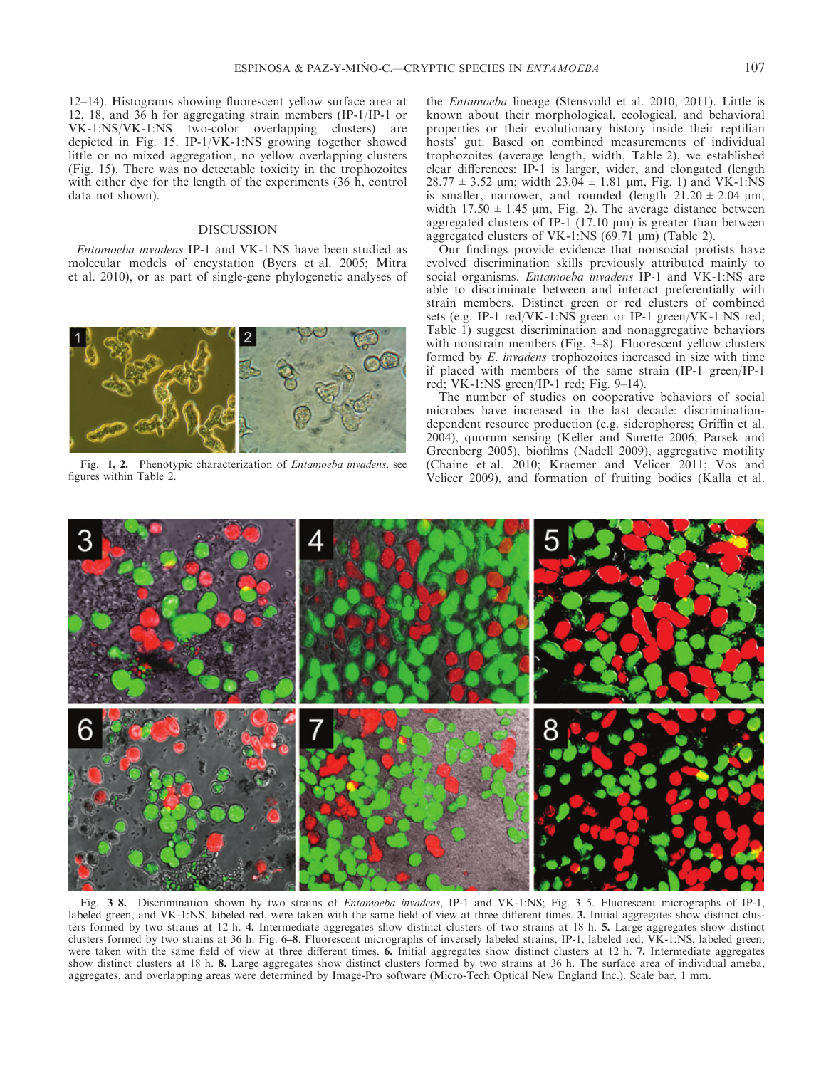12–14). Histograms showing fluorescent yellow surface area at 12, 18, and 36 h for aggregating strain members (IP-1/IP-1 or VK-1:NS/VK-1:NS two-color overlapping clusters) are depicted in Fig. 15. IP-1/VK-1:NS growing together showed little or no mixed aggregation, no yellow overlapping clusters (Fig. 15). There was no detectable toxicity in the trophozoites with either dye for the length of the experiments (36 h, control data not shown).

## DISCUSSION

*Entamoeba invadens* IP-1 and VK-1:NS have been studied as molecular models of encystation (Byers et al. 2005; Mitra et al. 2010), or as part of single-gene phylogenetic analyses of the *Entamoeba* lineage (Stensvold et al. 2010, 2011). Little is known about their morphological, ecological, and behavioral properties or their evolutionary history inside their reptilian hosts' gut. Based on combined measurements of individual trophozoites (average length, width, Table 2), we established clear differences: IP-1 is larger, wider, and elongated (length 28.77 ± 3.52 μm; width 23.04 ± 1.81 μm, Fig. 1) and VK-1:NS is smaller, narrower, and rounded (length 21.20 ± 2.04 μm; width 17.50 ± 1.45 μm, Fig. 2). The average distance between aggregated clusters of IP-1 (17.10 μm) is greater than between aggregated clusters of VK-1:NS (69.71 μm) (Table 2).

Fig. **1, 2.** Phenotypic characterization of *Entamoeba invadens*, see figures within Table 2.

Our findings provide evidence that nonsocial protists have evolved discrimination skills previously attributed mainly to social organisms. *Entamoeba invadens* IP-1 and VK-1:NS are able to discriminate between and interact preferentially with strain members. Distinct green or red clusters of combined sets (e.g. IP-1 red/VK-1:NS green or IP-1 green/VK-1:NS red; Table 1) suggest discrimination and nonaggregative behaviors with nonstrain members (Fig. 3–8). Fluorescent yellow clusters formed by *E. invadens* trophozoites increased in size with time if placed with members of the same strain (IP-1 green/IP-1 red; VK-1:NS green/IP-1 red; Fig. 9–14).

The number of studies on cooperative behaviors of social microbes have increased in the last decade: discrimination-dependent resource production (e.g. siderophores; Griffin et al. 2004), quorum sensing (Keller and Surette 2006; Parsek and Greenberg 2005), biofilms (Nadell 2009), aggregative motility (Chaine et al. 2010; Kraemer and Velicer 2011; Vos and Velicer 2009), and formation of fruiting bodies (Kalla et al.

Fig. **3–8.** Discrimination shown by two strains of *Entamoeba invadens*, IP-1 and VK-1:NS; Fig. 3–5. Fluorescent micrographs of IP-1, labeled green, and VK-1:NS, labeled red, were taken with the same field of view at three different times. **3.** Initial aggregates show distinct clusters formed by two strains at 12 h. **4.** Intermediate aggregates show distinct clusters of two strains at 18 h. **5.** Large aggregates show distinct clusters formed by two strains at 36 h. Fig. **6–8.** Fluorescent micrographs of inversely labeled strains, IP-1, labeled red; VK-1:NS, labeled green, were taken with the same field of view at three different times. **6.** Initial aggregates show distinct clusters at 12 h. **7.** Intermediate aggregates show distinct clusters at 18 h. **8.** Large aggregates show distinct clusters formed by two strains at 36 h. The surface area of individual ameba, aggregates, and overlapping areas were determined by Image-Pro software (Micro-Tech Optical New England Inc.). Scale bar, 1 mm.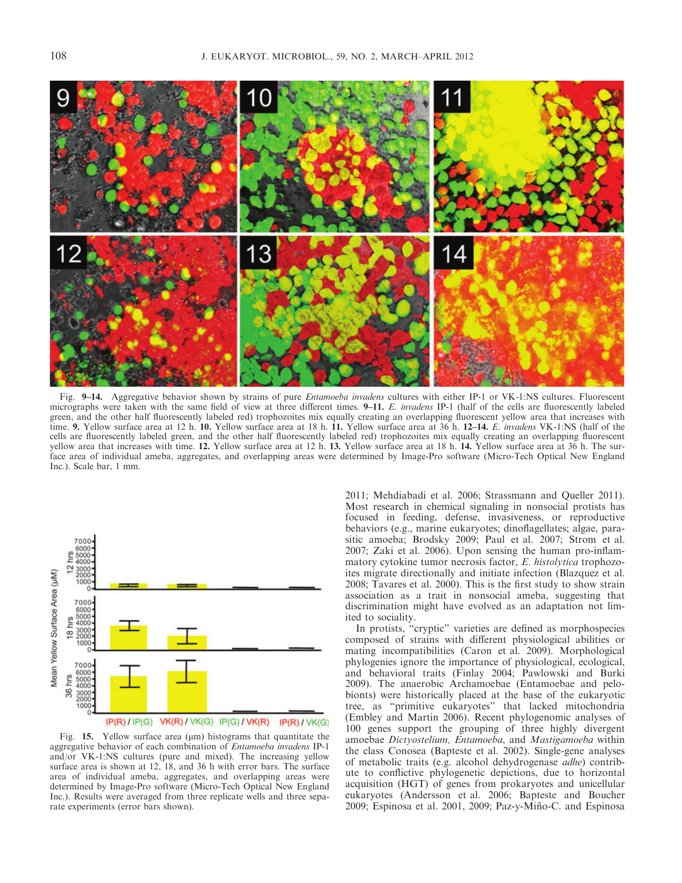Fig. 9–14. Aggregative behavior shown by strains of pure *Entamoeba invadens* cultures with either IP-1 or VK-1:NS cultures. Fluorescent micrographs were taken with the same field of view at three different times. **9–11.** *E. invadens* IP-1 (half of the cells are fluorescently labeled green, and the other half fluorescently labeled red) trophozoites mix equally creating an overlapping fluorescent yellow area that increases with time. **9.** Yellow surface area at 12 h. **10.** Yellow surface area at 18 h. **11.** Yellow surface area at 36 h. **12–14.** *E. invadens* VK-1:NS (half of the cells are fluorescently labeled green, and the other half fluorescently labeled red) trophozoites mix equally creating an overlapping fluorescent yellow area that increases with time. **12.** Yellow surface area at 12 h. **13.** Yellow surface area at 18 h. **14.** Yellow surface area at 36 h. The surface area of individual ameba, aggregates, and overlapping areas were determined by Image-Pro software (Micro-Tech Optical New England Inc.). Scale bar, 1 mm.

Fig. 15. Yellow surface area (μm) histograms that quantitate the aggregative behavior of each combination of *Entamoeba invadens* IP-1 and/or VK-1:NS cultures (pure and mixed). The increasing yellow surface area is shown at 12, 18, and 36 h with error bars. The surface area of individual ameba, aggregates, and overlapping areas were determined by Image-Pro software (Micro-Tech Optical New England Inc.). Results were averaged from three replicate wells and three separate experiments (error bars shown).

2011; Mehdiabadi et al. 2006; Strassmann and Queller 2011). Most research in chemical signaling in nonsocial protists has focused in feeding, defense, invasiveness, or reproductive behaviors (e.g., marine eukaryotes; dinoflagellates; algae, parasitic amoeba; Brodsky 2009; Paul et al. 2007; Strom et al. 2007; Zaki et al. 2006). Upon sensing the human pro-inflammatory cytokine tumor necrosis factor, *E. histolytica* trophozoites migrate directionally and initiate infection (Blazquez et al. 2008; Tavares et al. 2000). This is the first study to show strain association as a trait in nonsocial ameba, suggesting that discrimination might have evolved as an adaptation not limited to sociality.

In protists, "cryptic" varieties are defined as morphospecies composed of strains with different physiological abilities or mating incompatibilities (Caron et al. 2009). Morphological phylogenies ignore the importance of physiological, ecological, and behavioral traits (Finlay 2004; Pawlowski and Burki 2009). The anaerobic Archamoebae (Entamoebae and pelobionts) were historically placed at the base of the eukaryotic tree, as "primitive eukaryotes" that lacked mitochondria (Embley and Martin 2006). Recent phylogenomic analyses of 100 genes support the grouping of three highly divergent amoebae *Dictyostelium, Entamoeba*, and *Mastigamoeba* within the class Conosea (Bapteste et al. 2002). Single-gene analyses of metabolic traits (e.g. alcohol dehydrogenase *adhe*) contribute to conflictive phylogenetic depictions, due to horizontal acquisition (HGT) of genes from prokaryotes and unicellular eukaryotes (Andersson et al. 2006; Bapteste and Boucher 2009; Espinosa et al. 2001, 2009; Paz-y-Miño-C. and Espinosa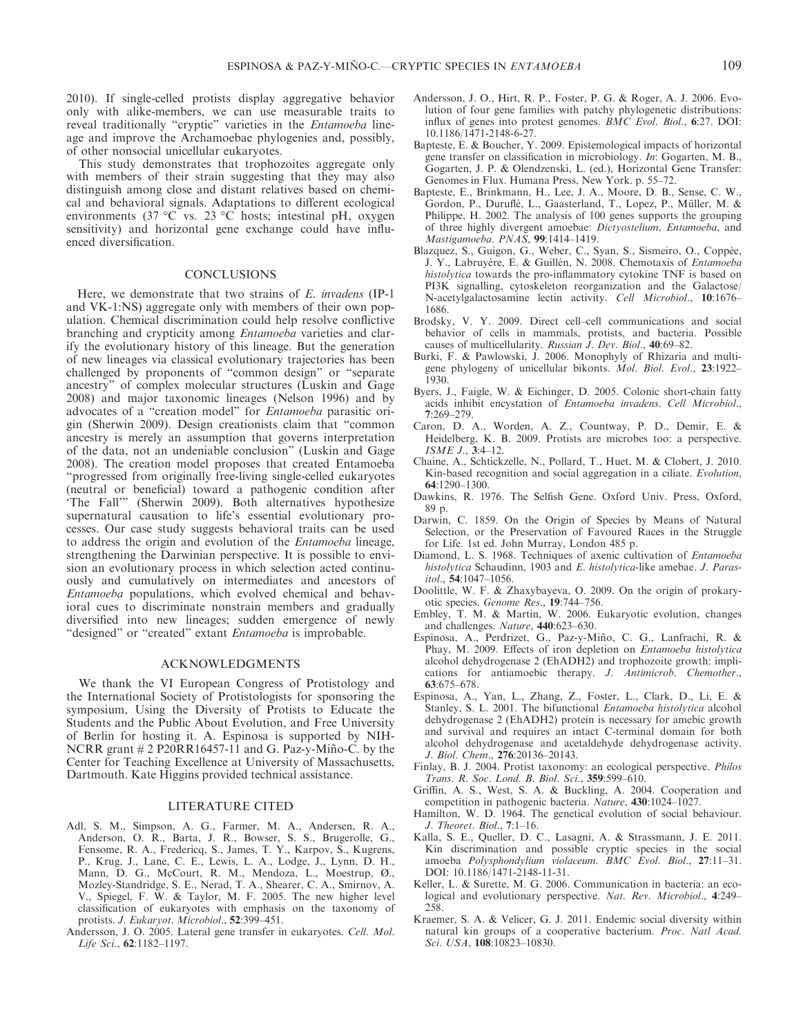2010). If single-celled protists display aggregative behavior only with alike-members, we can use measurable traits to reveal traditionally "cryptic" varieties in the *Entamoeba* lineage and improve the Archamoebae phylogenies and, possibly, of other nonsocial unicellular eukaryotes.

This study demonstrates that trophozoites aggregate only with members of their strain suggesting that they may also distinguish among close and distant relatives based on chemical and behavioral signals. Adaptations to different ecological environments (37 °C vs. 23 °C hosts; intestinal pH, oxygen sensitivity) and horizontal gene exchange could have influenced diversification.

## CONCLUSIONS

Here, we demonstrate that two strains of *E. invadens* (IP-1 and VK-1:NS) aggregate only with members of their own population. Chemical discrimination could help resolve conflictive branching and crypticity among *Entamoeba* varieties and clarify the evolutionary history of this lineage. But the generation of new lineages via classical evolutionary trajectories has been challenged by proponents of "common design" or "separate ancestry" of complex molecular structures (Luskin and Gage 2008) and major taxonomic lineages (Nelson 1996) and by advocates of a "creation model" for *Entamoeba* parasitic origin (Sherwin 2009). Design creationists claim that "common ancestry is merely an assumption that governs interpretation of the data, not an undeniable conclusion" (Luskin and Gage 2008). The creation model proposes that created Entamoeba "progressed from originally free-living single-celled eukaryotes (neutral or beneficial) toward a pathogenic condition after 'The Fall'" (Sherwin 2009). Both alternatives hypothesize supernatural causation to life's essential evolutionary processes. Our case study suggests behavioral traits can be used to address the origin and evolution of the *Entamoeba* lineage, strengthening the Darwinian perspective. It is possible to envision an evolutionary process in which selection acted continuously and cumulatively on intermediates and ancestors of *Entamoeba* populations, which evolved chemical and behavioral cues to discriminate nonstrain members and gradually diversified into new lineages; sudden emergence of newly "designed" or "created" extant *Entamoeba* is improbable.

## ACKNOWLEDGMENTS

We thank the VI European Congress of Protistology and the International Society of Protistologists for sponsoring the symposium, Using the Diversity of Protists to Educate the Students and the Public About Evolution, and Free University of Berlin for hosting it. A. Espinosa is supported by NIH-NCRR grant # 2 P20RR16457-11 and G. Paz-y-Miño-C. by the Center for Teaching Excellence at University of Massachusetts, Dartmouth. Kate Higgins provided technical assistance.

## LITERATURE CITED

Adl, S. M., Simpson, A. G., Farmer, M. A., Andersen, R. A., Anderson, O. R., Barta, J. R., Bowser, S. S., Brugerolle, G., Fensome, R. A., Fredericq, S., James, T. Y., Karpov, S., Kugrens, P., Krug, J., Lane, C. E., Lewis, L. A., Lodge, J., Lynn, D. H., Mann, D. G., McCourt, R. M., Mendoza, L., Moestrup, Ø., Mozley-Standridge, S. E., Nerad, T. A., Shearer, C. A., Smirnov, A. V., Spiegel, F. W. & Taylor, M. F. 2005. The new higher level classification of eukaryotes with emphasis on the taxonomy of protists. *J. Eukaryot. Microbiol*., **52**:399–451.

Andersson, J. O. 2005. Lateral gene transfer in eukaryotes. *Cell. Mol. Life Sci*., **62**:1182–1197.

Andersson, J. O., Hirt, R. P., Foster, P. G. & Roger, A. J. 2006. Evolution of four gene families with patchy phylogenetic distributions: influx of genes into protest genomes. *BMC Evol. Biol*., **6**:27. DOI: 10.1186/1471-2148-6-27.

Bapteste, E. & Boucher, Y. 2009. Epistemological impacts of horizontal gene transfer on classification in microbiology. *In*: Gogarten, M. B., Gogarten, J. P. & Olendzenski, L. (ed.), Horizontal Gene Transfer: Genomes in Flux. Humana Press, New York. p. 55–72.

Bapteste, E., Brinkmann, H., Lee, J. A., Moore, D. B., Sense, C. W., Gordon, P., Duruflé, L., Gaasterland, T., Lopez, P., Müller, M. & Philippe, H. 2002. The analysis of 100 genes supports the grouping of three highly divergent amoebae: *Dictyostelium*, *Entamoeba*, and *Mastigamoeba*. *PNAS*, **99**:1414–1419.

Blazquez, S., Guigon, G., Weber, C., Syan, S., Sismeiro, O., Coppée, J. Y., Labruyère, E. & Guillén, N. 2008. Chemotaxis of *Entamoeba histolytica* towards the pro-inflammatory cytokine TNF is based on PI3K signalling, cytoskeleton reorganization and the Galactose/N-acetylgalactosamine lectin activity. *Cell Microbiol*., **10**:1676–1686.

Brodsky, V. Y. 2009. Direct cell–cell communications and social behavior of cells in mammals, protists, and bacteria. Possible causes of multicellularity. *Russian J. Dev. Biol*., **40**:69–82.

Burki, F. & Pawlowski, J. 2006. Monophyly of Rhizaria and multigene phylogeny of unicellular bikonts. *Mol. Biol. Evol*., **23**:1922–1930.

Byers, J., Faigle, W. & Eichinger, D. 2005. Colonic short-chain fatty acids inhibit encystation of *Entamoeba invadens*. *Cell Microbiol*., **7**:269–279.

Caron, D. A., Worden, A. Z., Countway, P. D., Demir, E. & Heidelberg, K. B. 2009. Protists are microbes too: a perspective. *ISME J*., **3**:4–12.

Chaine, A., Schtickzelle, N., Pollard, T., Huet, M. & Clobert, J. 2010. Kin-based recognition and social aggregation in a ciliate. *Evolution*, **64**:1290–1300.

Dawkins, R. 1976. The Selfish Gene. Oxford Univ. Press, Oxford, 89 p.

Darwin, C. 1859. On the Origin of Species by Means of Natural Selection, or the Preservation of Favoured Races in the Struggle for Life. 1st ed. John Murray, London 485 p.

Diamond, L. S. 1968. Techniques of axenic cultivation of *Entamoeba histolytica* Schaudinn, 1903 and *E. histolytica*-like amebae. *J. Parasitol*., **54**:1047–1056.

Doolittle, W. F. & Zhaxybayeva, O. 2009. On the origin of prokaryotic species. *Genome Res*., **19**:744–756.

Embley, T. M. & Martin, W. 2006. Eukaryotic evolution, changes and challenges. *Nature*, **440**:623–630.

Espinosa, A., Perdrizet, G., Paz-y-Miño, C. G., Lanfrachi, R. & Phay, M. 2009. Effects of iron depletion on *Entamoeba histolytica* alcohol dehydrogenase 2 (EhADH2) and trophozoite growth: implications for antiamoebic therapy. *J. Antimicrob. Chemother*., **63**:675–678.

Espinosa, A., Yan, L., Zhang, Z., Foster, L., Clark, D., Li, E. & Stanley, S. L. 2001. The bifunctional *Entamoeba histolytica* alcohol dehydrogenase 2 (EhADH2) protein is necessary for amebic growth and survival and requires an intact C-terminal domain for both alcohol dehydrogenase and acetaldehyde dehydrogenase activity. *J. Biol. Chem*., **276**:20136–20143.

Finlay, B. J. 2004. Protist taxonomy: an ecological perspective. *Philos Trans. R. Soc. Lond. B. Biol. Sci*., **359**:599–610.

Griffin, A. S., West, S. A. & Buckling, A. 2004. Cooperation and competition in pathogenic bacteria. *Nature*, **430**:1024–1027.

Hamilton, W. D. 1964. The genetical evolution of social behaviour. *J. Theoret. Biol*., **7**:1–16.

Kalla, S. E., Queller, D. C., Lasagni, A. & Strassmann, J. E. 2011. Kin discrimination and possible cryptic species in the social amoeba *Polysphondylium violaceum*. *BMC Evol. Biol*., **27**:11–31. DOI: 10.1186/1471-2148-11-31.

Keller, L. & Surette, M. G. 2006. Communication in bacteria: an ecological and evolutionary perspective. *Nat. Rev. Microbiol*., **4**:249–258.

Kraemer, S. A. & Velicer, G. J. 2011. Endemic social diversity within natural kin groups of a cooperative bacterium. *Proc. Natl Acad. Sci. USA*, **108**:10823–10830.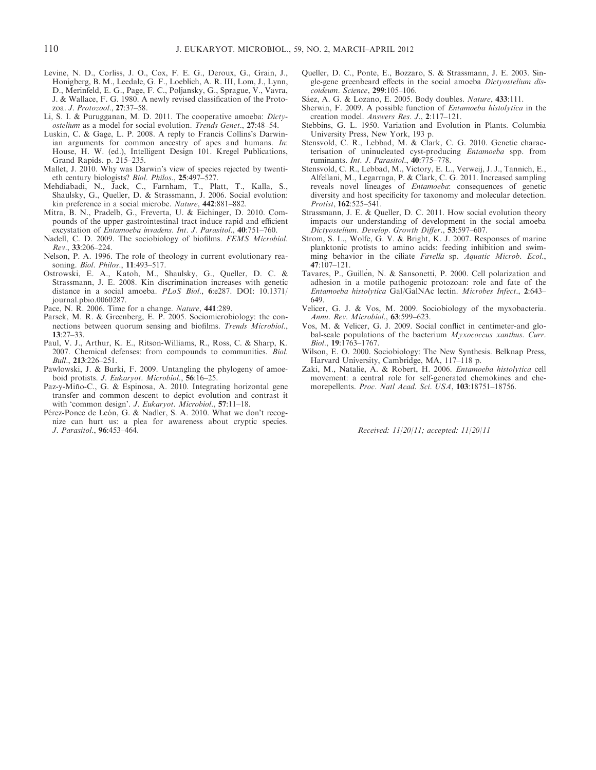Levine, N. D., Corliss, J. O., Cox, F. E. G., Deroux, G., Grain, J., Honigberg, B. M., Leedale, G. F., Loeblich, A. R. III, Lom, J., Lynn, D., Merinfeld, E. G., Page, F. C., Poljansky, G., Sprague, V., Vavra, J. & Wallace, F. G. 1980. A newly revised classification of the Protozoa. *J. Protozool.*, **27**:37–58.

Li, S. I. & Purugganan, M. D. 2011. The cooperative amoeba: *Dictyostelium* as a model for social evolution. *Trends Genet.*, **27**:48–54.

Luskin, C. & Gage, L. P. 2008. A reply to Francis Collins's Darwinian arguments for common ancestry of apes and humans. *In*: House, H. W. (ed.), Intelligent Design 101. Kregel Publications, Grand Rapids. p. 215–235.

Mallet, J. 2010. Why was Darwin's view of species rejected by twentieth century biologists? *Biol. Philos.*, **25**:497–527.

Mehdiabadi, N., Jack, C., Farnham, T., Platt, T., Kalla, S., Shaulsky, G., Queller, D. & Strassmann, J. 2006. Social evolution: kin preference in a social microbe. *Nature*, **442**:881–882.

Mitra, B. N., Pradelb, G., Freverta, U. & Eichinger, D. 2010. Compounds of the upper gastrointestinal tract induce rapid and efficient excystation of *Entamoeba invadens*. *Int. J. Parasitol.*, **40**:751–760.

Nadell, C. D. 2009. The sociobiology of biofilms. *FEMS Microbiol. Rev.*, **33**:206–224.

Nelson, P. A. 1996. The role of theology in current evolutionary reasoning. *Biol. Philos.*, **11**:493–517.

Ostrowski, E. A., Katoh, M., Shaulsky, G., Queller, D. C. & Strassmann, J. E. 2008. Kin discrimination increases with genetic distance in a social amoeba. *PLoS Biol.*, **6**:e287. DOI: 10.1371/journal.pbio.0060287.

Pace, N. R. 2006. Time for a change. *Nature*, **441**:289.

Parsek, M. R. & Greenberg, E. P. 2005. Sociomicrobiology: the connections between quorum sensing and biofilms. *Trends Microbiol.*, **13**:27–33.

Paul, V. J., Arthur, K. E., Ritson-Williams, R., Ross, C. & Sharp, K. 2007. Chemical defenses: from compounds to communities. *Biol. Bull.*, **213**:226–251.

Pawlowski, J. & Burki, F. 2009. Untangling the phylogeny of amoeboid protists. *J. Eukaryot. Microbiol.*, **56**:16–25.

Paz-y-Miño-C., G. & Espinosa, A. 2010. Integrating horizontal gene transfer and common descent to depict evolution and contrast it with 'common design'. *J. Eukaryot. Microbiol.*, **57**:11–18.

Pérez-Ponce de León, G. & Nadler, S. A. 2010. What we don't recognize can hurt us: a plea for awareness about cryptic species. *J. Parasitol.*, **96**:453–464.

Queller, D. C., Ponte, E., Bozzaro, S. & Strassmann, J. E. 2003. Single-gene greenbeard effects in the social amoeba *Dictyostelium discoideum*. *Science*, **299**:105–106.

Sáez, A. G. & Lozano, E. 2005. Body doubles. *Nature*, **433**:111.

Sherwin, F. 2009. A possible function of *Entamoeba histolytica* in the creation model. *Answers Res. J.*, **2**:117–121.

Stebbins, G. L. 1950. Variation and Evolution in Plants. Columbia University Press, New York, 193 p.

Stensvold, C. R., Lebbad, M. & Clark, C. G. 2010. Genetic characterisation of uninucleated cyst-producing *Entamoeba* spp. from ruminants. *Int. J. Parasitol.*, **40**:775–778.

Stensvold, C. R., Lebbad, M., Victory, E. L., Verweij, J. J., Tannich, E., Alfellani, M., Legarraga, P. & Clark, C. G. 2011. Increased sampling reveals novel lineages of *Entamoeba*: consequences of genetic diversity and host specificity for taxonomy and molecular detection. *Protist*, **162**:525–541.

Strassmann, J. E. & Queller, D. C. 2011. How social evolution theory impacts our understanding of development in the social amoeba *Dictyostelium*. *Develop. Growth Differ.*, **53**:597–607.

Strom, S. L., Wolfe, G. V. & Bright, K. J. 2007. Responses of marine planktonic protists to amino acids: feeding inhibition and swimming behavior in the ciliate *Favella* sp. *Aquatic Microb. Ecol.*, **47**:107–121.

Tavares, P., Guillén, N. & Sansonetti, P. 2000. Cell polarization and adhesion in a motile pathogenic protozoan: role and fate of the *Entamoeba histolytica* Gal/GalNAc lectin. *Microbes Infect.*, **2**:643–649.

Velicer, G. J. & Vos, M. 2009. Sociobiology of the myxobacteria. *Annu. Rev. Microbiol.*, **63**:599–623.

Vos, M. & Velicer, G. J. 2009. Social conflict in centimeter-and global-scale populations of the bacterium *Myxococcus xanthus*. *Curr. Biol.*, **19**:1763–1767.

Wilson, E. O. 2000. Sociobiology: The New Synthesis. Belknap Press, Harvard University, Cambridge, MA, 117–118 p.

Zaki, M., Natalie, A. & Robert, H. 2006. *Entamoeba histolytica* cell movement: a central role for self-generated chemokines and chemorepellents. *Proc. Natl Acad. Sci. USA*, **103**:18751–18756.

*Received: 11/20/11; accepted: 11/20/11*